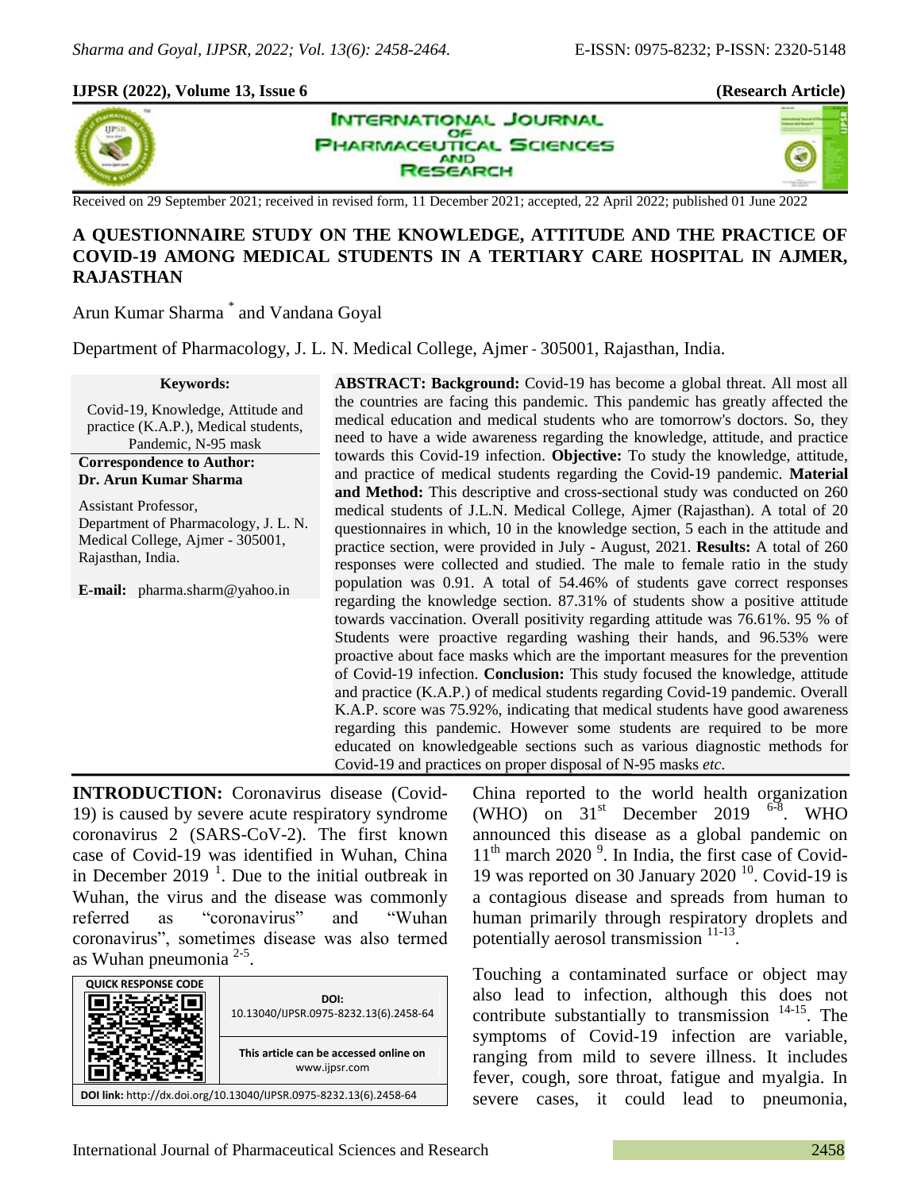**(Research Article)**

Received on 29 September 2021; received in revised form, 11 December 2021; accepted, 22 April 2022; published 01 June 2022

# A QUESTIONNAIRE STUDY ON THE KNOWLEDGE, ATTITUDE AND THE PRACTICE OF COVID-19 AMONG MEDICAL STUDENTS IN A TERTIARY CARE HOSPITAL IN AJMER, RAJASTHAN

Arun Kumar Sharma * and Vandana Goyal

Department of Pharmacology, J. L. N. Medical College, Ajmer - 305001, Rajasthan, India.

**Keywords:**

Covid-19, Knowledge, Attitude and practice (K.A.P.), Medical students, Pandemic, N-95 mask

**Correspondence to Author:**
**Dr. Arun Kumar Sharma**

Assistant Professor,
Department of Pharmacology, J. L. N. Medical College, Ajmer - 305001, Rajasthan, India.

**E-mail:** pharma.sharm@yahoo.in

**ABSTRACT: Background:** Covid-19 has become a global threat. All most all the countries are facing this pandemic. This pandemic has greatly affected the medical education and medical students who are tomorrow's doctors. So, they need to have a wide awareness regarding the knowledge, attitude, and practice towards this Covid-19 infection. **Objective:** To study the knowledge, attitude, and practice of medical students regarding the Covid-19 pandemic. **Material and Method:** This descriptive and cross-sectional study was conducted on 260 medical students of J.L.N. Medical College, Ajmer (Rajasthan). A total of 20 questionnaires in which, 10 in the knowledge section, 5 each in the attitude and practice section, were provided in July - August, 2021. **Results:** A total of 260 responses were collected and studied. The male to female ratio in the study population was 0.91. A total of 54.46% of students gave correct responses regarding the knowledge section. 87.31% of students show a positive attitude towards vaccination. Overall positivity regarding attitude was 76.61%. 95 % of Students were proactive regarding washing their hands, and 96.53% were proactive about face masks which are the important measures for the prevention of Covid-19 infection. **Conclusion:** This study focused the knowledge, attitude and practice (K.A.P.) of medical students regarding Covid-19 pandemic. Overall K.A.P. score was 75.92%, indicating that medical students have good awareness regarding this pandemic. However some students are required to be more educated on knowledgeable sections such as various diagnostic methods for Covid-19 and practices on proper disposal of N-95 masks *etc*.

| QUICK RESPONSE CODE | DOI: 10.13040/IJPSR.0975-8232.13(6).2458-64 |
|---|---|
| | This article can be accessed online on www.ijpsr.com |

DOI link: http://dx.doi.org/10.13040/IJPSR.0975-8232.13(6).2458-64

**INTRODUCTION:** Coronavirus disease (Covid-19) is caused by severe acute respiratory syndrome coronavirus 2 (SARS-CoV-2). The first known case of Covid-19 was identified in Wuhan, China in December 2019 [1]. Due to the initial outbreak in Wuhan, the virus and the disease was commonly referred as "coronavirus" and "Wuhan coronavirus", sometimes disease was also termed as Wuhan pneumonia [2-5]. China reported to the world health organization (WHO) on 31st December 2019 [6-8]. WHO announced this disease as a global pandemic on 11th march 2020 [9]. In India, the first case of Covid-19 was reported on 30 January 2020 [10]. Covid-19 is a contagious disease and spreads from human to human primarily through respiratory droplets and potentially aerosol transmission [11-13].

Touching a contaminated surface or object may also lead to infection, although this does not contribute substantially to transmission [14-15]. The symptoms of Covid-19 infection are variable, ranging from mild to severe illness. It includes fever, cough, sore throat, fatigue and myalgia. In severe cases, it could lead to pneumonia,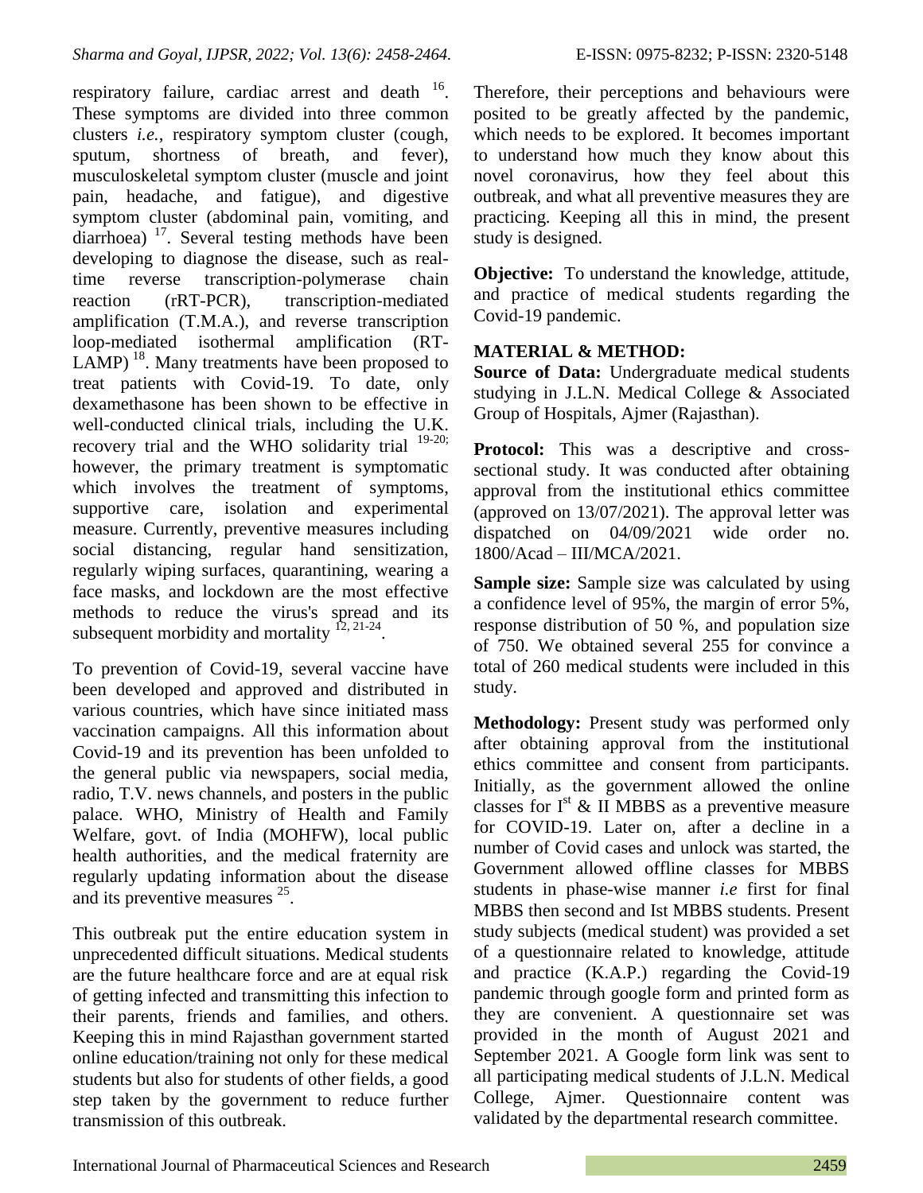respiratory failure, cardiac arrest and death [16]. These symptoms are divided into three common clusters *i.e.*, respiratory symptom cluster (cough, sputum, shortness of breath, and fever), musculoskeletal symptom cluster (muscle and joint pain, headache, and fatigue), and digestive symptom cluster (abdominal pain, vomiting, and diarrhoea) [17]. Several testing methods have been developing to diagnose the disease, such as real-time reverse transcription-polymerase chain reaction (rRT-PCR), transcription-mediated amplification (T.M.A.), and reverse transcription loop-mediated isothermal amplification (RT-LAMP) [18]. Many treatments have been proposed to treat patients with Covid-19. To date, only dexamethasone has been shown to be effective in well-conducted clinical trials, including the U.K. recovery trial and the WHO solidarity trial [19-20]; however, the primary treatment is symptomatic which involves the treatment of symptoms, supportive care, isolation and experimental measure. Currently, preventive measures including social distancing, regular hand sensitization, regularly wiping surfaces, quarantining, wearing a face masks, and lockdown are the most effective methods to reduce the virus's spread and its subsequent morbidity and mortality [12, 21-24].

To prevention of Covid-19, several vaccine have been developed and approved and distributed in various countries, which have since initiated mass vaccination campaigns. All this information about Covid-19 and its prevention has been unfolded to the general public via newspapers, social media, radio, T.V. news channels, and posters in the public palace. WHO, Ministry of Health and Family Welfare, govt. of India (MOHFW), local public health authorities, and the medical fraternity are regularly updating information about the disease and its preventive measures [25].

This outbreak put the entire education system in unprecedented difficult situations. Medical students are the future healthcare force and are at equal risk of getting infected and transmitting this infection to their parents, friends and families, and others. Keeping this in mind Rajasthan government started online education/training not only for these medical students but also for students of other fields, a good step taken by the government to reduce further transmission of this outbreak.

Therefore, their perceptions and behaviours were posited to be greatly affected by the pandemic, which needs to be explored. It becomes important to understand how much they know about this novel coronavirus, how they feel about this outbreak, and what all preventive measures they are practicing. Keeping all this in mind, the present study is designed.

**Objective:** To understand the knowledge, attitude, and practice of medical students regarding the Covid-19 pandemic.

## MATERIAL & METHOD:

**Source of Data:** Undergraduate medical students studying in J.L.N. Medical College & Associated Group of Hospitals, Ajmer (Rajasthan).

**Protocol:** This was a descriptive and cross-sectional study. It was conducted after obtaining approval from the institutional ethics committee (approved on 13/07/2021). The approval letter was dispatched on 04/09/2021 wide order no. 1800/Acad – III/MCA/2021.

**Sample size:** Sample size was calculated by using a confidence level of 95%, the margin of error 5%, response distribution of 50 %, and population size of 750. We obtained several 255 for convince a total of 260 medical students were included in this study.

**Methodology:** Present study was performed only after obtaining approval from the institutional ethics committee and consent from participants. Initially, as the government allowed the online classes for I[st] & II MBBS as a preventive measure for COVID-19. Later on, after a decline in a number of Covid cases and unlock was started, the Government allowed offline classes for MBBS students in phase-wise manner *i.e* first for final MBBS then second and Ist MBBS students. Present study subjects (medical student) was provided a set of a questionnaire related to knowledge, attitude and practice (K.A.P.) regarding the Covid-19 pandemic through google form and printed form as they are convenient. A questionnaire set was provided in the month of August 2021 and September 2021. A Google form link was sent to all participating medical students of J.L.N. Medical College, Ajmer. Questionnaire content was validated by the departmental research committee.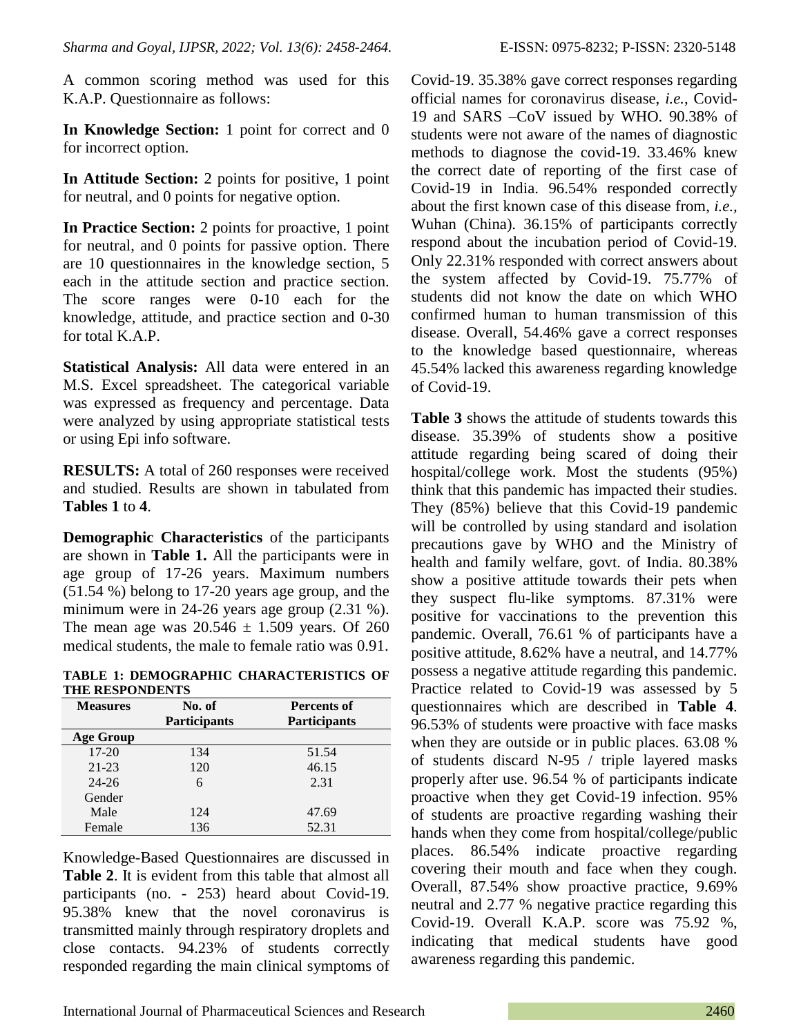A common scoring method was used for this K.A.P. Questionnaire as follows:

**In Knowledge Section:** 1 point for correct and 0 for incorrect option.

**In Attitude Section:** 2 points for positive, 1 point for neutral, and 0 points for negative option.

**In Practice Section:** 2 points for proactive, 1 point for neutral, and 0 points for passive option. There are 10 questionnaires in the knowledge section, 5 each in the attitude section and practice section. The score ranges were 0-10 each for the knowledge, attitude, and practice section and 0-30 for total K.A.P.

**Statistical Analysis:** All data were entered in an M.S. Excel spreadsheet. The categorical variable was expressed as frequency and percentage. Data were analyzed by using appropriate statistical tests or using Epi info software.

**RESULTS:** A total of 260 responses were received and studied. Results are shown in tabulated from **Tables 1** to **4**.

**Demographic Characteristics** of the participants are shown in **Table 1.** All the participants were in age group of 17-26 years. Maximum numbers (51.54 %) belong to 17-20 years age group, and the minimum were in 24-26 years age group (2.31 %). The mean age was $20.546 \pm 1.509$ years. Of 260 medical students, the male to female ratio was 0.91.

**TABLE 1: DEMOGRAPHIC CHARACTERISTICS OF THE RESPONDENTS**

| Measures | No. of Participants | Percents of Participants |
|---|---|---|
| **Age Group** | | |
| 17-20 | 134 | 51.54 |
| 21-23 | 120 | 46.15 |
| 24-26 | 6 | 2.31 |
| Gender | | |
| Male | 124 | 47.69 |
| Female | 136 | 52.31 |

Knowledge-Based Questionnaires are discussed in **Table 2**. It is evident from this table that almost all participants (no. - 253) heard about Covid-19. 95.38% knew that the novel coronavirus is transmitted mainly through respiratory droplets and close contacts. 94.23% of students correctly responded regarding the main clinical symptoms of Covid-19. 35.38% gave correct responses regarding official names for coronavirus disease, *i.e.,* Covid-19 and SARS –CoV issued by WHO. 90.38% of students were not aware of the names of diagnostic methods to diagnose the covid-19. 33.46% knew the correct date of reporting of the first case of Covid-19 in India. 96.54% responded correctly about the first known case of this disease from, *i.e.,* Wuhan (China). 36.15% of participants correctly respond about the incubation period of Covid-19. Only 22.31% responded with correct answers about the system affected by Covid-19. 75.77% of students did not know the date on which WHO confirmed human to human transmission of this disease. Overall, 54.46% gave a correct responses to the knowledge based questionnaire, whereas 45.54% lacked this awareness regarding knowledge of Covid-19.

**Table 3** shows the attitude of students towards this disease. 35.39% of students show a positive attitude regarding being scared of doing their hospital/college work. Most the students (95%) think that this pandemic has impacted their studies. They (85%) believe that this Covid-19 pandemic will be controlled by using standard and isolation precautions gave by WHO and the Ministry of health and family welfare, govt. of India. 80.38% show a positive attitude towards their pets when they suspect flu-like symptoms. 87.31% were positive for vaccinations to the prevention this pandemic. Overall, 76.61 % of participants have a positive attitude, 8.62% have a neutral, and 14.77% possess a negative attitude regarding this pandemic. Practice related to Covid-19 was assessed by 5 questionnaires which are described in **Table 4**. 96.53% of students were proactive with face masks when they are outside or in public places. 63.08 % of students discard N-95 / triple layered masks properly after use. 96.54 % of participants indicate proactive when they get Covid-19 infection. 95% of students are proactive regarding washing their hands when they come from hospital/college/public places. 86.54% indicate proactive regarding covering their mouth and face when they cough. Overall, 87.54% show proactive practice, 9.69% neutral and 2.77 % negative practice regarding this Covid-19. Overall K.A.P. score was 75.92 %, indicating that medical students have good awareness regarding this pandemic.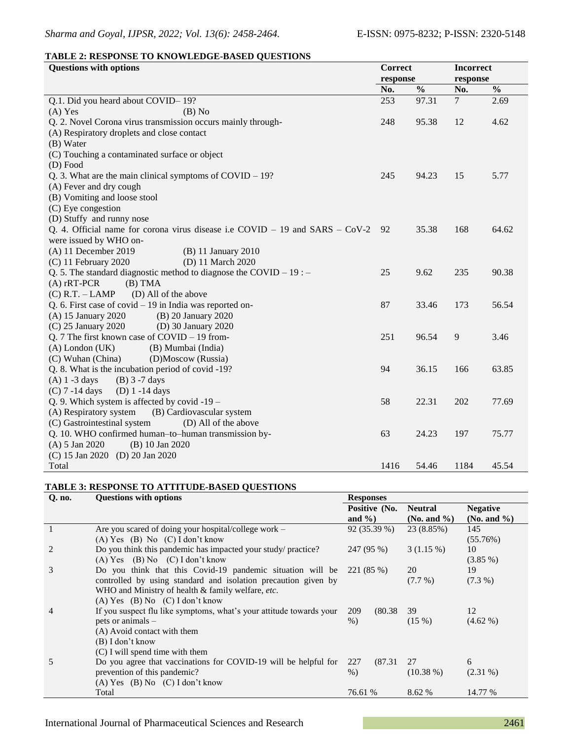**TABLE 2: RESPONSE TO KNOWLEDGE-BASED QUESTIONS**

| Questions with options | Correct response | | Incorrect response | |
|---|---|---|---|---|
| | No. | % | No. | % |
| Q.1. Did you heard about COVID– 19?<br>(A) Yes (B) No | 253 | 97.31 | 7 | 2.69 |
| Q. 2. Novel Corona virus transmission occurs mainly through-<br>(A) Respiratory droplets and close contact<br>(B) Water<br>(C) Touching a contaminated surface or object<br>(D) Food | 248 | 95.38 | 12 | 4.62 |
| Q. 3. What are the main clinical symptoms of COVID – 19?<br>(A) Fever and dry cough<br>(B) Vomiting and loose stool<br>(C) Eye congestion<br>(D) Stuffy and runny nose | 245 | 94.23 | 15 | 5.77 |
| Q. 4. Official name for corona virus disease i.e COVID – 19 and SARS – CoV-2 were issued by WHO on-<br>(A) 11 December 2019 (B) 11 January 2010<br>(C) 11 February 2020 (D) 11 March 2020 | 92 | 35.38 | 168 | 64.62 |
| Q. 5. The standard diagnostic method to diagnose the COVID – 19 : –<br>(A) rRT-PCR (B) TMA<br>(C) R.T. – LAMP (D) All of the above | 25 | 9.62 | 235 | 90.38 |
| Q. 6. First case of covid – 19 in India was reported on-<br>(A) 15 January 2020 (B) 20 January 2020<br>(C) 25 January 2020 (D) 30 January 2020 | 87 | 33.46 | 173 | 56.54 |
| Q. 7 The first known case of COVID – 19 from-<br>(A) London (UK) (B) Mumbai (India)<br>(C) Wuhan (China) (D)Moscow (Russia) | 251 | 96.54 | 9 | 3.46 |
| Q. 8. What is the incubation period of covid -19?<br>(A) 1 -3 days (B) 3 -7 days<br>(C) 7 -14 days (D) 1 -14 days | 94 | 36.15 | 166 | 63.85 |
| Q. 9. Which system is affected by covid -19 –<br>(A) Respiratory system (B) Cardiovascular system<br>(C) Gastrointestinal system (D) All of the above | 58 | 22.31 | 202 | 77.69 |
| Q. 10. WHO confirmed human–to–human transmission by-<br>(A) 5 Jan 2020 (B) 10 Jan 2020<br>(C) 15 Jan 2020 (D) 20 Jan 2020 | 63 | 24.23 | 197 | 75.77 |
| Total | 1416 | 54.46 | 1184 | 45.54 |

**TABLE 3: RESPONSE TO ATTITUDE-BASED QUESTIONS**

| Q. no. | Questions with options | Responses | | |
|---|---|---|---|---|
| | | Positive (No. and %) | Neutral (No. and %) | Negative (No. and %) |
| 1 | Are you scared of doing your hospital/college work –<br>(A) Yes (B) No (C) I don't know | 92 (35.39 %) | 23 (8.85%) | 145 (55.76%) |
| 2 | Do you think this pandemic has impacted your study/ practice?<br>(A) Yes (B) No (C) I don't know | 247 (95 %) | 3 (1.15 %) | 10 (3.85 %) |
| 3 | Do you think that this Covid-19 pandemic situation will be controlled by using standard and isolation precaution given by WHO and Ministry of health & family welfare, *etc.*<br>(A) Yes (B) No (C) I don't know | 221 (85 %) | 20 (7.7 %) | 19 (7.3 %) |
| 4 | If you suspect flu like symptoms, what's your attitude towards your pets or animals –<br>(A) Avoid contact with them<br>(B) I don't know<br>(C) I will spend time with them | 209 (80.38 %) | 39 (15 %) | 12 (4.62 %) |
| 5 | Do you agree that vaccinations for COVID-19 will be helpful for prevention of this pandemic?<br>(A) Yes (B) No (C) I don't know | 227 (87.31 %) | 27 (10.38 %) | 6 (2.31 %) |
| | Total | 76.61 % | 8.62 % | 14.77 % |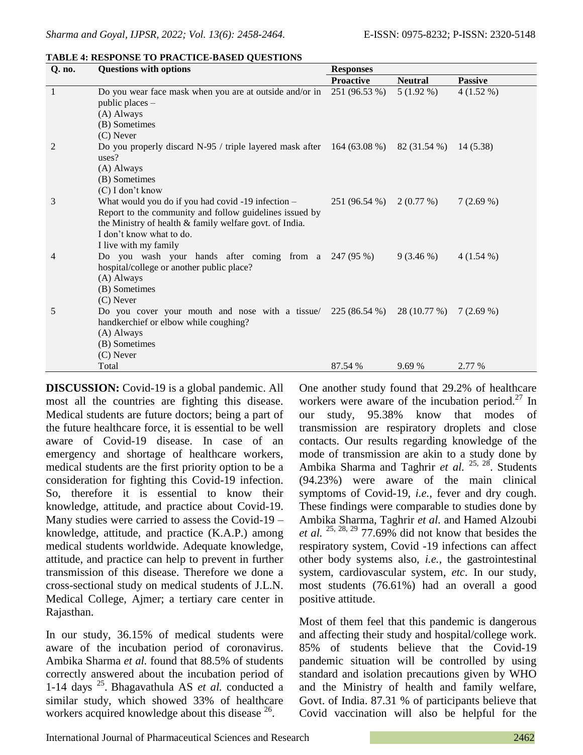**TABLE 4: RESPONSE TO PRACTICE-BASED QUESTIONS**

| Q. no. | Questions with options | Responses | | |
|---|---|---|---|---|
| | | **Proactive** | **Neutral** | **Passive** |
| 1 | Do you wear face mask when you are at outside and/or in public places – (A) Always (B) Sometimes (C) Never | 251 (96.53 %) | 5 (1.92 %) | 4 (1.52 %) |
| 2 | Do you properly discard N-95 / triple layered mask after uses? (A) Always (B) Sometimes (C) I don't know | 164 (63.08 %) | 82 (31.54 %) | 14 (5.38) |
| 3 | What would you do if you had covid -19 infection – Report to the community and follow guidelines issued by the Ministry of health & family welfare govt. of India. I don't know what to do. I live with my family | 251 (96.54 %) | 2 (0.77 %) | 7 (2.69 %) |
| 4 | Do you wash your hands after coming from a hospital/college or another public place? (A) Always (B) Sometimes (C) Never | 247 (95 %) | 9 (3.46 %) | 4 (1.54 %) |
| 5 | Do you cover your mouth and nose with a tissue/ handkerchief or elbow while coughing? (A) Always (B) Sometimes (C) Never | 225 (86.54 %) | 28 (10.77 %) | 7 (2.69 %) |
| | Total | 87.54 % | 9.69 % | 2.77 % |

**DISCUSSION:** Covid-19 is a global pandemic. All most all the countries are fighting this disease. Medical students are future doctors; being a part of the future healthcare force, it is essential to be well aware of Covid-19 disease. In case of an emergency and shortage of healthcare workers, medical students are the first priority option to be a consideration for fighting this Covid-19 infection. So, therefore it is essential to know their knowledge, attitude, and practice about Covid-19. Many studies were carried to assess the Covid-19 – knowledge, attitude, and practice (K.A.P.) among medical students worldwide. Adequate knowledge, attitude, and practice can help to prevent in further transmission of this disease. Therefore we done a cross-sectional study on medical students of J.L.N. Medical College, Ajmer; a tertiary care center in Rajasthan.

In our study, 36.15% of medical students were aware of the incubation period of coronavirus. Ambika Sharma *et al.* found that 88.5% of students correctly answered about the incubation period of 1-14 days [25]. Bhagavathula AS *et al.* conducted a similar study, which showed 33% of healthcare workers acquired knowledge about this disease [26].

One another study found that 29.2% of healthcare workers were aware of the incubation period.[27] In our study, 95.38% know that modes of transmission are respiratory droplets and close contacts. Our results regarding knowledge of the mode of transmission are akin to a study done by Ambika Sharma and Taghrir *et al.* [25, 28]. Students (94.23%) were aware of the main clinical symptoms of Covid-19, *i.e.,* fever and dry cough. These findings were comparable to studies done by Ambika Sharma, Taghrir *et al.* and Hamed Alzoubi *et al.* [25, 28, 29] 77.69% did not know that besides the respiratory system, Covid -19 infections can affect other body systems also, *i.e.,* the gastrointestinal system, cardiovascular system, *etc*. In our study, most students (76.61%) had an overall a good positive attitude.

Most of them feel that this pandemic is dangerous and affecting their study and hospital/college work. 85% of students believe that the Covid-19 pandemic situation will be controlled by using standard and isolation precautions given by WHO and the Ministry of health and family welfare, Govt. of India. 87.31 % of participants believe that Covid vaccination will also be helpful for the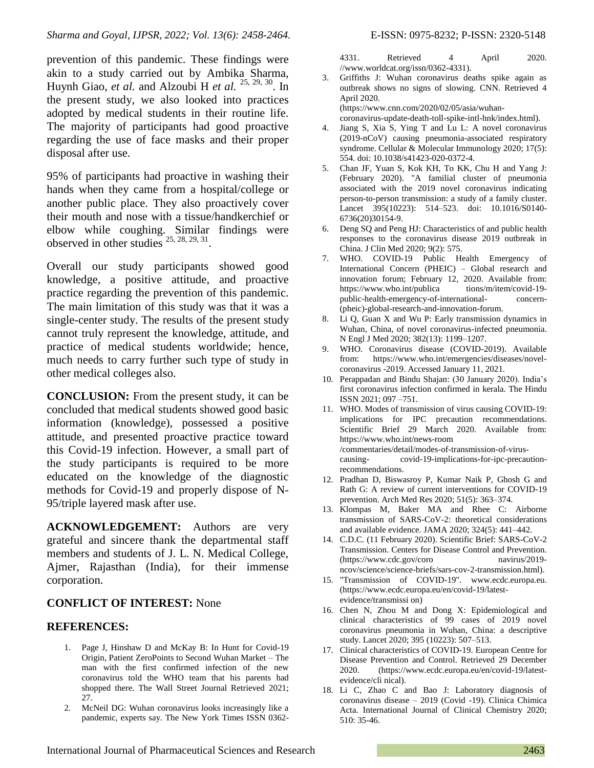prevention of this pandemic. These findings were akin to a study carried out by Ambika Sharma, Huynh Giao, *et al.* and Alzoubi H *et al.* [25, 29, 30]. In the present study, we also looked into practices adopted by medical students in their routine life. The majority of participants had good proactive regarding the use of face masks and their proper disposal after use.

95% of participants had proactive in washing their hands when they came from a hospital/college or another public place. They also proactively cover their mouth and nose with a tissue/handkerchief or elbow while coughing. Similar findings were observed in other studies [25, 28, 29, 31].

Overall our study participants showed good knowledge, a positive attitude, and proactive practice regarding the prevention of this pandemic. The main limitation of this study was that it was a single-center study. The results of the present study cannot truly represent the knowledge, attitude, and practice of medical students worldwide; hence, much needs to carry further such type of study in other medical colleges also.

**CONCLUSION:** From the present study, it can be concluded that medical students showed good basic information (knowledge), possessed a positive attitude, and presented proactive practice toward this Covid-19 infection. However, a small part of the study participants is required to be more educated on the knowledge of the diagnostic methods for Covid-19 and properly dispose of N-95/triple layered mask after use.

**ACKNOWLEDGEMENT:** Authors are very grateful and sincere thank the departmental staff members and students of J. L. N. Medical College, Ajmer, Rajasthan (India), for their immense corporation.

**CONFLICT OF INTEREST:** None

**REFERENCES:**

1. Page J, Hinshaw D and McKay B: In Hunt for Covid-19 Origin, Patient ZeroPoints to Second Wuhan Market – The man with the first confirmed infection of the new coronavirus told the WHO team that his parents had shopped there. The Wall Street Journal Retrieved 2021; 27.
2. McNeil DG: Wuhan coronavirus looks increasingly like a pandemic, experts say. The New York Times ISSN 0362-4331. Retrieved 4 April 2020. //www.worldcat.org/issn/0362-4331).
3. Griffiths J: Wuhan coronavirus deaths spike again as outbreak shows no signs of slowing. CNN. Retrieved 4 April 2020. (https://www.cnn.com/2020/02/05/asia/wuhan-coronavirus-update-death-toll-spike-intl-hnk/index.html).
4. Jiang S, Xia S, Ying T and Lu L: A novel coronavirus (2019-nCoV) causing pneumonia-associated respiratory syndrome. Cellular & Molecular Immunology 2020; 17(5): 554. doi: 10.1038/s41423-020-0372-4.
5. Chan JF, Yuan S, Kok KH, To KK, Chu H and Yang J: (February 2020). "A familial cluster of pneumonia associated with the 2019 novel coronavirus indicating person-to-person transmission: a study of a family cluster. Lancet 395(10223): 514–523. doi: 10.1016/S0140-6736(20)30154-9.
6. Deng SQ and Peng HJ: Characteristics of and public health responses to the coronavirus disease 2019 outbreak in China. J Clin Med 2020; 9(2): 575.
7. WHO. COVID-19 Public Health Emergency of International Concern (PHEIC) – Global research and innovation forum; February 12, 2020. Available from: https://www.who.int/publica tions/m/item/covid-19-public-health-emergency-of-international- concern-(pheic)-global-research-and-innovation-forum.
8. Li Q, Guan X and Wu P: Early transmission dynamics in Wuhan, China, of novel coronavirus-infected pneumonia. N Engl J Med 2020; 382(13): 1199–1207.
9. WHO. Coronavirus disease (COVID-2019). Available from: https://www.who.int/emergencies/diseases/novel-coronavirus -2019. Accessed January 11, 2021.
10. Perappadan and Bindu Shajan: (30 January 2020). India's first coronavirus infection confirmed in kerala. The Hindu ISSN 2021; 097 –751.
11. WHO. Modes of transmission of virus causing COVID-19: implications for IPC precaution recommendations. Scientific Brief 29 March 2020. Available from: https://www.who.int/news-room /commentaries/detail/modes-of-transmission-of-virus-causing- covid-19-implications-for-ipc-precaution-recommendations.
12. Pradhan D, Biswasroy P, Kumar Naik P, Ghosh G and Rath G: A review of current interventions for COVID-19 prevention. Arch Med Res 2020; 51(5): 363–374.
13. Klompas M, Baker MA and Rhee C: Airborne transmission of SARS-CoV-2: theoretical considerations and available evidence. JAMA 2020; 324(5): 441–442.
14. C.D.C. (11 February 2020). Scientific Brief: SARS-CoV-2 Transmission. Centers for Disease Control and Prevention. (https://www.cdc.gov/coro navirus/2019-ncov/science/science-briefs/sars-cov-2-transmission.html).
15. "Transmission of COVID-19". www.ecdc.europa.eu. (https://www.ecdc.europa.eu/en/covid-19/latest-evidence/transmissi on)
16. Chen N, Zhou M and Dong X: Epidemiological and clinical characteristics of 99 cases of 2019 novel coronavirus pneumonia in Wuhan, China: a descriptive study. Lancet 2020; 395 (10223): 507–513.
17. Clinical characteristics of COVID-19. European Centre for Disease Prevention and Control. Retrieved 29 December 2020. (https://www.ecdc.europa.eu/en/covid-19/latest-evidence/cli nical).
18. Li C, Zhao C and Bao J: Laboratory diagnosis of coronavirus disease – 2019 (Covid -19). Clinica Chimica Acta. International Journal of Clinical Chemistry 2020; 510: 35-46.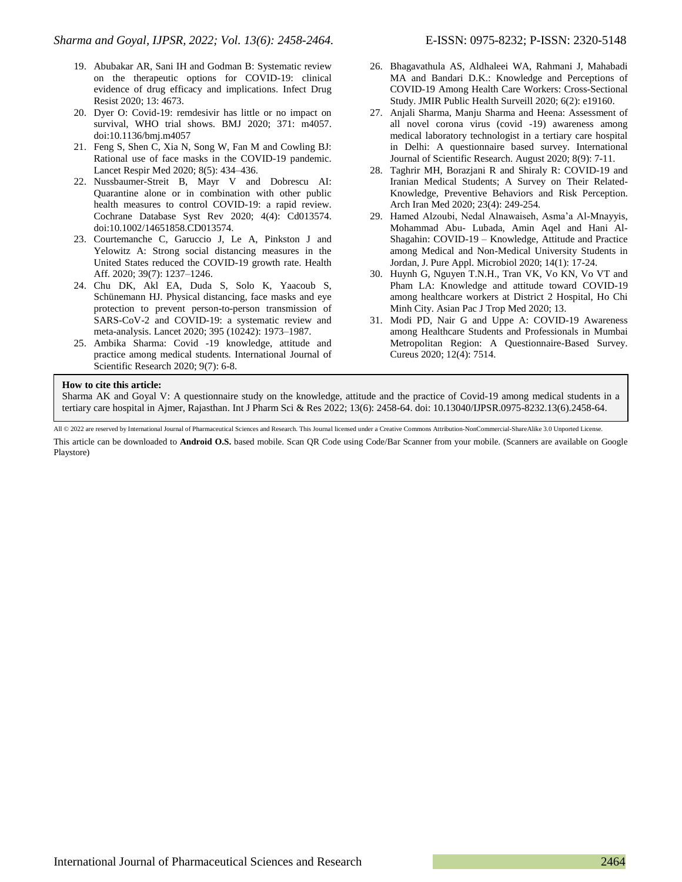19. Abubakar AR, Sani IH and Godman B: Systematic review on the therapeutic options for COVID-19: clinical evidence of drug efficacy and implications. Infect Drug Resist 2020; 13: 4673.
20. Dyer O: Covid-19: remdesivir has little or no impact on survival, WHO trial shows. BMJ 2020; 371: m4057. doi:10.1136/bmj.m4057
21. Feng S, Shen C, Xia N, Song W, Fan M and Cowling BJ: Rational use of face masks in the COVID-19 pandemic. Lancet Respir Med 2020; 8(5): 434–436.
22. Nussbaumer-Streit B, Mayr V and Dobrescu AI: Quarantine alone or in combination with other public health measures to control COVID-19: a rapid review. Cochrane Database Syst Rev 2020; 4(4): Cd013574. doi:10.1002/14651858.CD013574.
23. Courtemanche C, Garuccio J, Le A, Pinkston J and Yelowitz A: Strong social distancing measures in the United States reduced the COVID-19 growth rate. Health Aff. 2020; 39(7): 1237–1246.
24. Chu DK, Akl EA, Duda S, Solo K, Yaacoub S, Schünemann HJ. Physical distancing, face masks and eye protection to prevent person-to-person transmission of SARS-CoV-2 and COVID-19: a systematic review and meta-analysis. Lancet 2020; 395 (10242): 1973–1987.
25. Ambika Sharma: Covid -19 knowledge, attitude and practice among medical students. International Journal of Scientific Research 2020; 9(7): 6-8.
26. Bhagavathula AS, Aldhaleei WA, Rahmani J, Mahabadi MA and Bandari D.K.: Knowledge and Perceptions of COVID-19 Among Health Care Workers: Cross-Sectional Study. JMIR Public Health Surveill 2020; 6(2): e19160.
27. Anjali Sharma, Manju Sharma and Heena: Assessment of all novel corona virus (covid -19) awareness among medical laboratory technologist in a tertiary care hospital in Delhi: A questionnaire based survey. International Journal of Scientific Research. August 2020; 8(9): 7-11.
28. Taghrir MH, Borazjani R and Shiraly R: COVID-19 and Iranian Medical Students; A Survey on Their Related-Knowledge, Preventive Behaviors and Risk Perception. Arch Iran Med 2020; 23(4): 249-254.
29. Hamed Alzoubi, Nedal Alnawaiseh, Asma'a Al-Mnayyis, Mohammad Abu- Lubada, Amin Aqel and Hani Al-Shagahin: COVID-19 – Knowledge, Attitude and Practice among Medical and Non-Medical University Students in Jordan, J. Pure Appl. Microbiol 2020; 14(1): 17-24.
30. Huynh G, Nguyen T.N.H., Tran VK, Vo KN, Vo VT and Pham LA: Knowledge and attitude toward COVID-19 among healthcare workers at District 2 Hospital, Ho Chi Minh City. Asian Pac J Trop Med 2020; 13.
31. Modi PD, Nair G and Uppe A: COVID-19 Awareness among Healthcare Students and Professionals in Mumbai Metropolitan Region: A Questionnaire-Based Survey. Cureus 2020; 12(4): 7514.

**How to cite this article:**
Sharma AK and Goyal V: A questionnaire study on the knowledge, attitude and the practice of Covid-19 among medical students in a tertiary care hospital in Ajmer, Rajasthan. Int J Pharm Sci & Res 2022; 13(6): 2458-64. doi: 10.13040/IJPSR.0975-8232.13(6).2458-64.

All © 2022 are reserved by International Journal of Pharmaceutical Sciences and Research. This Journal licensed under a Creative Commons Attribution-NonCommercial-ShareAlike 3.0 Unported License.

This article can be downloaded to **Android O.S.** based mobile. Scan QR Code using Code/Bar Scanner from your mobile. (Scanners are available on Google Playstore)